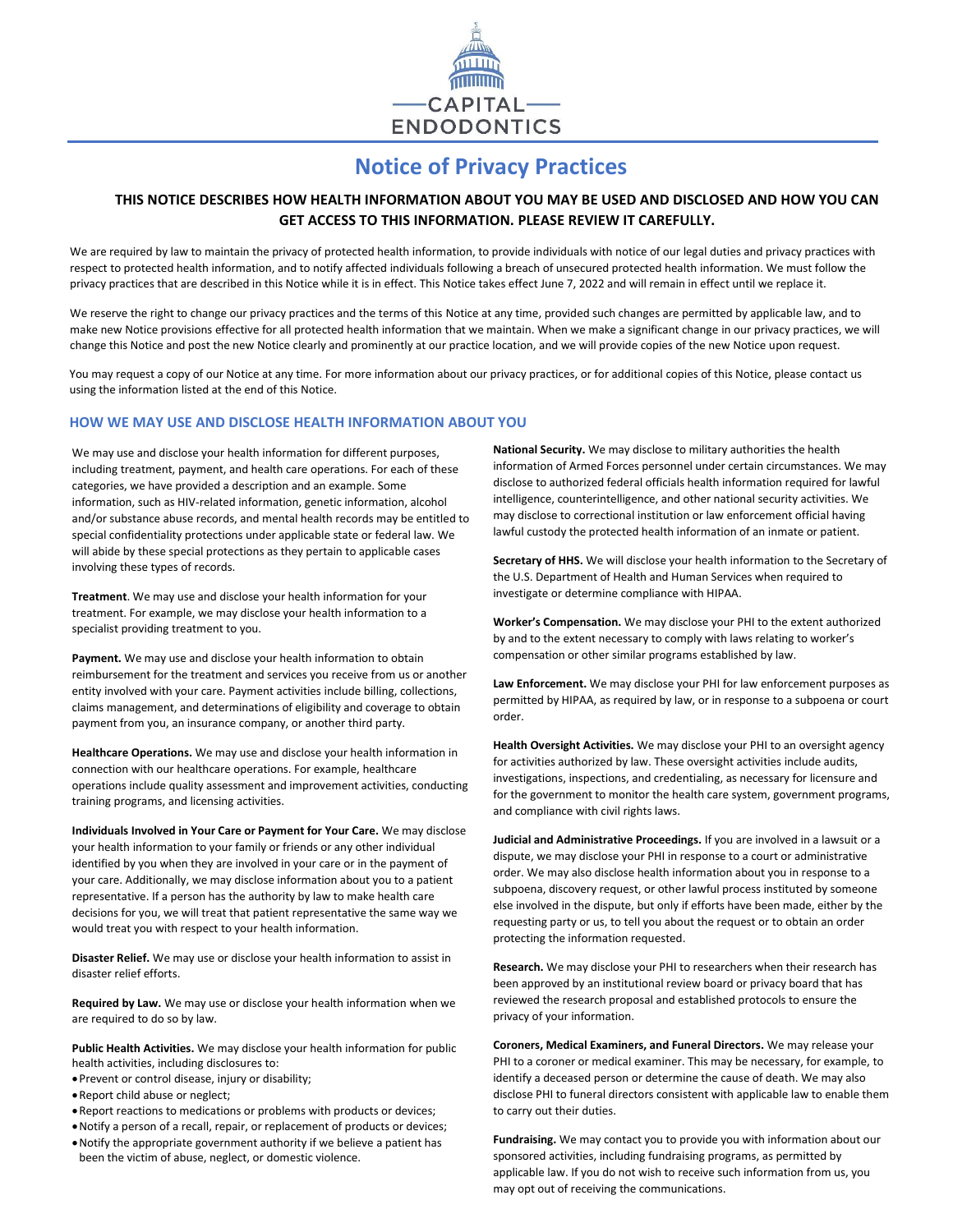CAPITAL ENDODONTICS

# Notice of Privacy Practices

**THIS NOTICE DESCRIBES HOW HEALTH INFORMATION ABOUT YOU MAY BE USED AND DISCLOSED AND HOW YOU CAN GET ACCESS TO THIS INFORMATION. PLEASE REVIEW IT CAREFULLY.**

We are required by law to maintain the privacy of protected health information, to provide individuals with notice of our legal duties and privacy practices with respect to protected health information, and to notify affected individuals following a breach of unsecured protected health information. We must follow the privacy practices that are described in this Notice while it is in effect. This Notice takes effect June 7, 2022 and will remain in effect until we replace it.

We reserve the right to change our privacy practices and the terms of this Notice at any time, provided such changes are permitted by applicable law, and to make new Notice provisions effective for all protected health information that we maintain. When we make a significant change in our privacy practices, we will change this Notice and post the new Notice clearly and prominently at our practice location, and we will provide copies of the new Notice upon request.

You may request a copy of our Notice at any time. For more information about our privacy practices, or for additional copies of this Notice, please contact us using the information listed at the end of this Notice.

## HOW WE MAY USE AND DISCLOSE HEALTH INFORMATION ABOUT YOU

We may use and disclose your health information for different purposes, including treatment, payment, and health care operations. For each of these categories, we have provided a description and an example. Some information, such as HIV-related information, genetic information, alcohol and/or substance abuse records, and mental health records may be entitled to special confidentiality protections under applicable state or federal law. We will abide by these special protections as they pertain to applicable cases involving these types of records.

**Treatment**. We may use and disclose your health information for your treatment. For example, we may disclose your health information to a specialist providing treatment to you.

**Payment.** We may use and disclose your health information to obtain reimbursement for the treatment and services you receive from us or another entity involved with your care. Payment activities include billing, collections, claims management, and determinations of eligibility and coverage to obtain payment from you, an insurance company, or another third party.

**Healthcare Operations.** We may use and disclose your health information in connection with our healthcare operations. For example, healthcare operations include quality assessment and improvement activities, conducting training programs, and licensing activities.

**Individuals Involved in Your Care or Payment for Your Care.** We may disclose your health information to your family or friends or any other individual identified by you when they are involved in your care or in the payment of your care. Additionally, we may disclose information about you to a patient representative. If a person has the authority by law to make health care decisions for you, we will treat that patient representative the same way we would treat you with respect to your health information.

**Disaster Relief.** We may use or disclose your health information to assist in disaster relief efforts.

**Required by Law.** We may use or disclose your health information when we are required to do so by law.

**Public Health Activities.** We may disclose your health information for public health activities, including disclosures to:

- Prevent or control disease, injury or disability;
- Report child abuse or neglect;
- Report reactions to medications or problems with products or devices;
- Notify a person of a recall, repair, or replacement of products or devices;
- Notify the appropriate government authority if we believe a patient has been the victim of abuse, neglect, or domestic violence.

**National Security.** We may disclose to military authorities the health information of Armed Forces personnel under certain circumstances. We may disclose to authorized federal officials health information required for lawful intelligence, counterintelligence, and other national security activities. We may disclose to correctional institution or law enforcement official having lawful custody the protected health information of an inmate or patient.

**Secretary of HHS.** We will disclose your health information to the Secretary of the U.S. Department of Health and Human Services when required to investigate or determine compliance with HIPAA.

**Worker's Compensation.** We may disclose your PHI to the extent authorized by and to the extent necessary to comply with laws relating to worker's compensation or other similar programs established by law.

**Law Enforcement.** We may disclose your PHI for law enforcement purposes as permitted by HIPAA, as required by law, or in response to a subpoena or court order.

**Health Oversight Activities.** We may disclose your PHI to an oversight agency for activities authorized by law. These oversight activities include audits, investigations, inspections, and credentialing, as necessary for licensure and for the government to monitor the health care system, government programs, and compliance with civil rights laws.

**Judicial and Administrative Proceedings.** If you are involved in a lawsuit or a dispute, we may disclose your PHI in response to a court or administrative order. We may also disclose health information about you in response to a subpoena, discovery request, or other lawful process instituted by someone else involved in the dispute, but only if efforts have been made, either by the requesting party or us, to tell you about the request or to obtain an order protecting the information requested.

**Research.** We may disclose your PHI to researchers when their research has been approved by an institutional review board or privacy board that has reviewed the research proposal and established protocols to ensure the privacy of your information.

**Coroners, Medical Examiners, and Funeral Directors.** We may release your PHI to a coroner or medical examiner. This may be necessary, for example, to identify a deceased person or determine the cause of death. We may also disclose PHI to funeral directors consistent with applicable law to enable them to carry out their duties.

**Fundraising.** We may contact you to provide you with information about our sponsored activities, including fundraising programs, as permitted by applicable law. If you do not wish to receive such information from us, you may opt out of receiving the communications.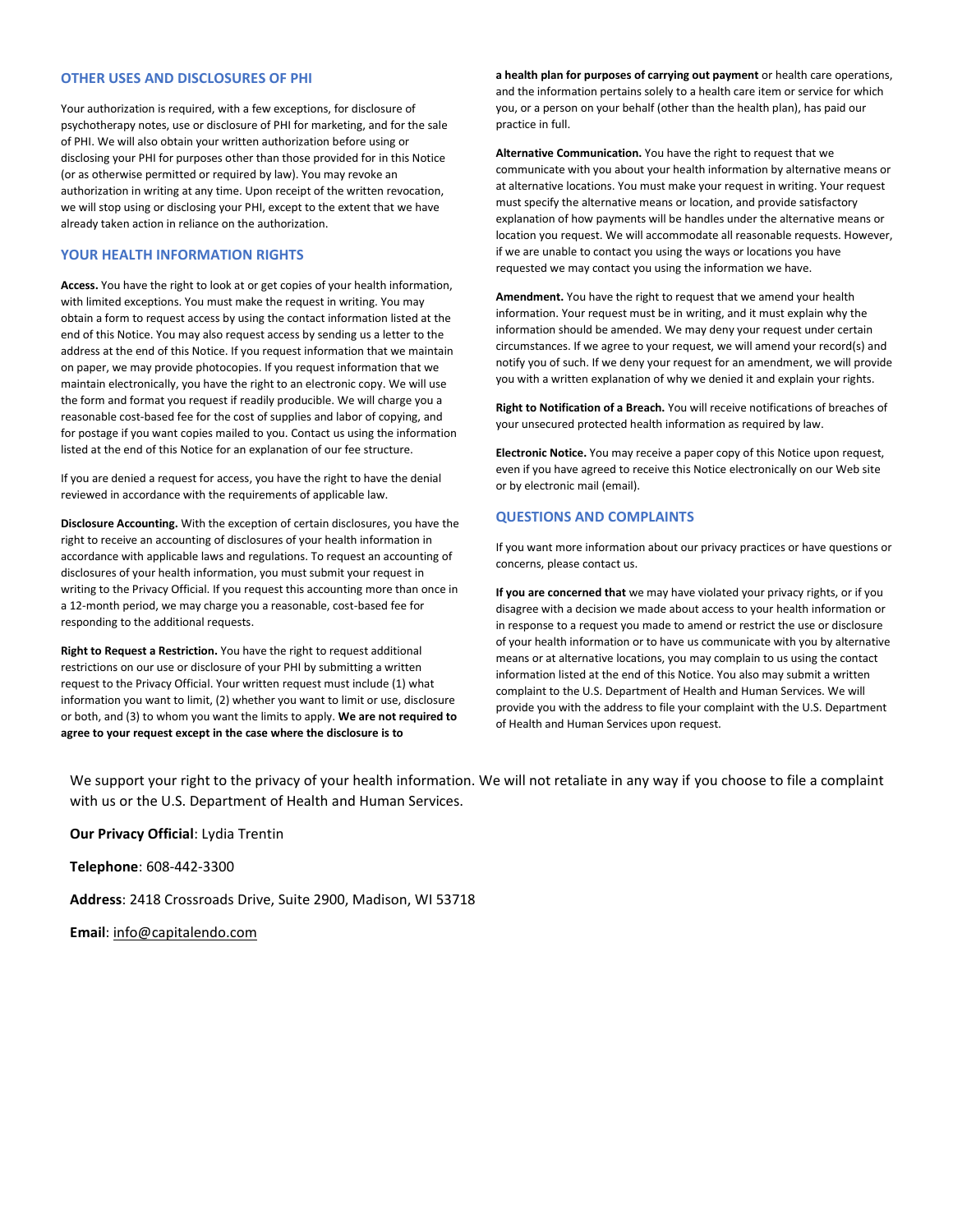## OTHER USES AND DISCLOSURES OF PHI

Your authorization is required, with a few exceptions, for disclosure of psychotherapy notes, use or disclosure of PHI for marketing, and for the sale of PHI. We will also obtain your written authorization before using or disclosing your PHI for purposes other than those provided for in this Notice (or as otherwise permitted or required by law). You may revoke an authorization in writing at any time. Upon receipt of the written revocation, we will stop using or disclosing your PHI, except to the extent that we have already taken action in reliance on the authorization.

## YOUR HEALTH INFORMATION RIGHTS

**Access.** You have the right to look at or get copies of your health information, with limited exceptions. You must make the request in writing. You may obtain a form to request access by using the contact information listed at the end of this Notice. You may also request access by sending us a letter to the address at the end of this Notice. If you request information that we maintain on paper, we may provide photocopies. If you request information that we maintain electronically, you have the right to an electronic copy. We will use the form and format you request if readily producible. We will charge you a reasonable cost-based fee for the cost of supplies and labor of copying, and for postage if you want copies mailed to you. Contact us using the information listed at the end of this Notice for an explanation of our fee structure.

If you are denied a request for access, you have the right to have the denial reviewed in accordance with the requirements of applicable law.

**Disclosure Accounting.** With the exception of certain disclosures, you have the right to receive an accounting of disclosures of your health information in accordance with applicable laws and regulations. To request an accounting of disclosures of your health information, you must submit your request in writing to the Privacy Official. If you request this accounting more than once in a 12-month period, we may charge you a reasonable, cost-based fee for responding to the additional requests.

**Right to Request a Restriction.** You have the right to request additional restrictions on our use or disclosure of your PHI by submitting a written request to the Privacy Official. Your written request must include (1) what information you want to limit, (2) whether you want to limit or use, disclosure or both, and (3) to whom you want the limits to apply. **We are not required to agree to your request except in the case where the disclosure is to a health plan for purposes of carrying out payment** or health care operations, and the information pertains solely to a health care item or service for which you, or a person on your behalf (other than the health plan), has paid our practice in full.

**Alternative Communication.** You have the right to request that we communicate with you about your health information by alternative means or at alternative locations. You must make your request in writing. Your request must specify the alternative means or location, and provide satisfactory explanation of how payments will be handles under the alternative means or location you request. We will accommodate all reasonable requests. However, if we are unable to contact you using the ways or locations you have requested we may contact you using the information we have.

**Amendment.** You have the right to request that we amend your health information. Your request must be in writing, and it must explain why the information should be amended. We may deny your request under certain circumstances. If we agree to your request, we will amend your record(s) and notify you of such. If we deny your request for an amendment, we will provide you with a written explanation of why we denied it and explain your rights.

**Right to Notification of a Breach.** You will receive notifications of breaches of your unsecured protected health information as required by law.

**Electronic Notice.** You may receive a paper copy of this Notice upon request, even if you have agreed to receive this Notice electronically on our Web site or by electronic mail (email).

## QUESTIONS AND COMPLAINTS

If you want more information about our privacy practices or have questions or concerns, please contact us.

**If you are concerned that** we may have violated your privacy rights, or if you disagree with a decision we made about access to your health information or in response to a request you made to amend or restrict the use or disclosure of your health information or to have us communicate with you by alternative means or at alternative locations, you may complain to us using the contact information listed at the end of this Notice. You also may submit a written complaint to the U.S. Department of Health and Human Services. We will provide you with the address to file your complaint with the U.S. Department of Health and Human Services upon request.

We support your right to the privacy of your health information. We will not retaliate in any way if you choose to file a complaint with us or the U.S. Department of Health and Human Services.

**Our Privacy Official**: Lydia Trentin

**Telephone**: 608-442-3300

**Address**: 2418 Crossroads Drive, Suite 2900, Madison, WI 53718

**Email**: info@capitalendo.com